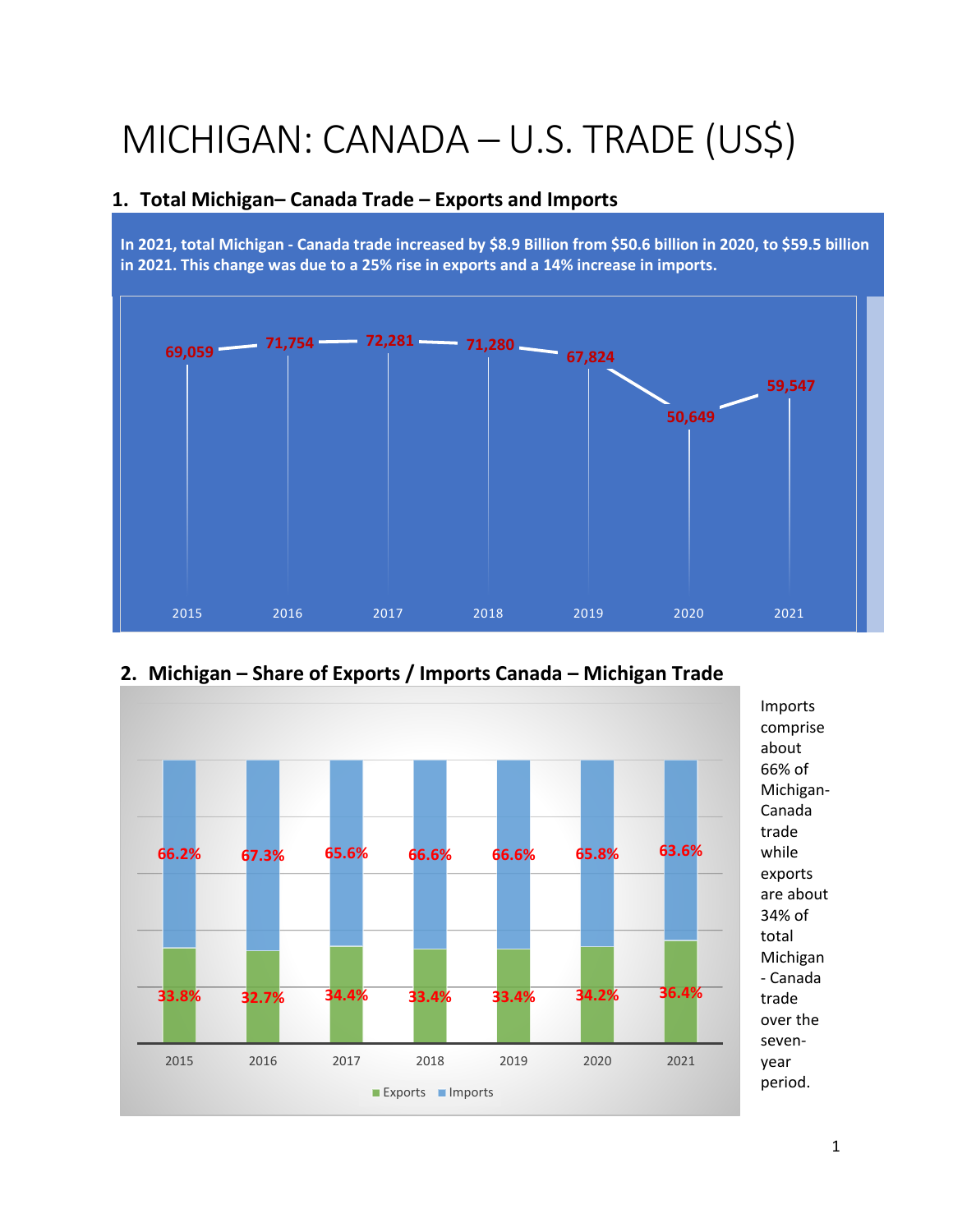# MICHIGAN: CANADA – U.S. TRADE (US$)

## 1. Total Michigan– Canada Trade – Exports and Imports

**In 2021, total Michigan - Canada trade increased by $8.9 Billion from $50.6 billion in 2020, to $59.5 billion in 2021. This change was due to a 25% rise in exports and a 14% increase in imports.**

| Year | 2015 | 2016 | 2017 | 2018 | 2019 | 2020 | 2021 |
|---|---|---|---|---|---|---|---|
| Total trade | 69,059 | 71,754 | 72,281 | 71,280 | 67,824 | 50,649 | 59,547 |

## 2. Michigan – Share of Exports / Imports Canada – Michigan Trade

| Year | 2015 | 2016 | 2017 | 2018 | 2019 | 2020 | 2021 |
|---|---|---|---|---|---|---|---|
| Exports | 33.8% | 32.7% | 34.4% | 33.4% | 33.4% | 34.2% | 36.4% |
| Imports | 66.2% | 67.3% | 65.6% | 66.6% | 66.6% | 65.8% | 63.6% |

Imports comprise about 66% of Michigan-Canada trade while exports are about 34% of total Michigan - Canada trade over the seven-year period.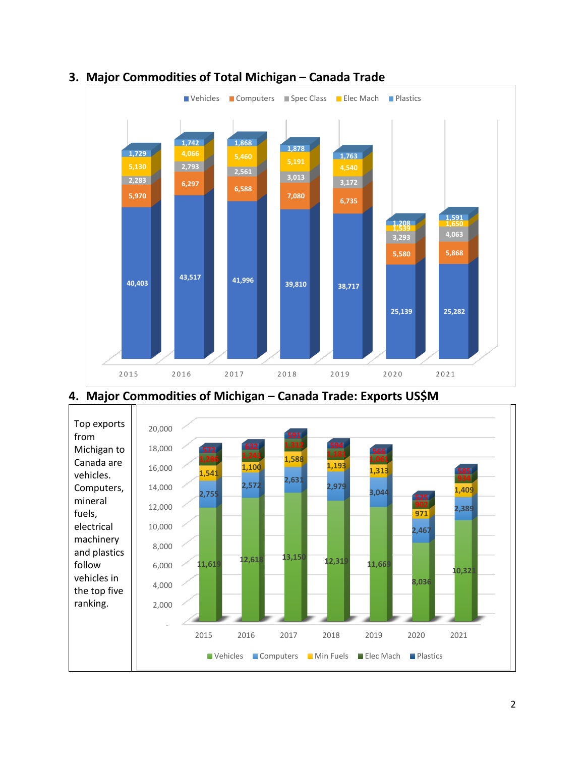## 3. Major Commodities of Total Michigan – Canada Trade

| Year | Vehicles | Computers | Spec Class | Elec Mach | Plastics |
|---|---|---|---|---|---|
| 2015 | 40,403 | 5,970 | 2,283 | 5,130 | 1,729 |
| 2016 | 43,517 | 6,297 | 2,793 | 4,066 | 1,742 |
| 2017 | 41,996 | 6,588 | 2,561 | 5,460 | 1,868 |
| 2018 | 39,810 | 7,080 | 3,013 | 5,191 | 1,878 |
| 2019 | 38,717 | 6,735 | 3,172 | 4,540 | 1,763 |
| 2020 | 25,139 | 5,580 | 3,293 | 1,539 | 1,208 |
| 2021 | 25,282 | 5,868 | 4,063 | 1,650 | 1,591 |

## 4. Major Commodities of Michigan – Canada Trade: Exports US$M

Top exports from Michigan to Canada are vehicles. Computers, mineral fuels, electrical machinery and plastics follow vehicles in the top five ranking.

| Year | Vehicles | Computers | Min Fuels | Elec Mach | Plastics |
|---|---|---|---|---|---|
| 2015 | 11,619 | 2,755 | 1,541 | 1,286 | 572 |
| 2016 | 12,618 | 2,572 | 1,100 | 1,241 | 632 |
| 2017 | 13,150 | 2,631 | 1,588 | 1,312 | 591 |
| 2018 | 12,319 | 2,979 | 1,193 | 1,181 | 594 |
| 2019 | 11,669 | 3,044 | 1,313 | 1,061 | 666 |
| 2020 | 8,036 | 2,467 | 971 | 902 | 525 |
| 2021 | 10,321 | 2,389 | 1,409 | 934 | 585 |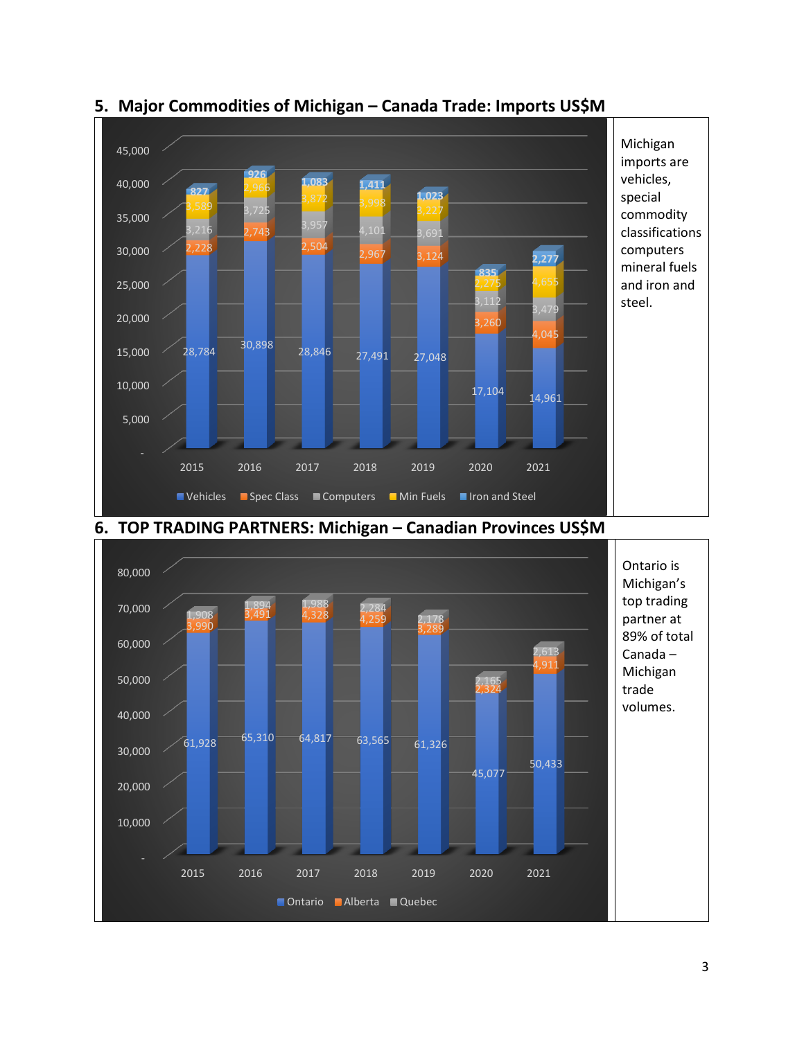## 5. Major Commodities of Michigan – Canada Trade: Imports US$M

| Year | Vehicles | Spec Class | Computers | Min Fuels | Iron and Steel |
|---|---|---|---|---|---|
| 2015 | 28,784 | 2,228 | 3,216 | 3,589 | 827 |
| 2016 | 30,898 | 2,743 | 3,725 | 2,966 | 926 |
| 2017 | 28,846 | 2,504 | 3,957 | 3,872 | 1,083 |
| 2018 | 27,491 | 2,967 | 4,101 | 3,998 | 1,411 |
| 2019 | 27,048 | 3,124 | 3,691 | 3,227 | 1,023 |
| 2020 | 17,104 | 3,260 | 3,112 | 2,275 | 835 |
| 2021 | 14,961 | 4,045 | 3,479 | 4,655 | 2,277 |

Michigan imports are vehicles, special commodity classifications computers mineral fuels and iron and steel.

## 6. TOP TRADING PARTNERS: Michigan – Canadian Provinces US$M

| Year | Ontario | Alberta | Quebec |
|---|---|---|---|
| 2015 | 61,928 | 3,990 | 1,908 |
| 2016 | 65,310 | 3,491 | 1,894 |
| 2017 | 64,817 | 4,328 | 1,988 |
| 2018 | 63,565 | 4,259 | 2,284 |
| 2019 | 61,326 | 3,289 | 2,178 |
| 2020 | 45,077 | 2,324 | 2,165 |
| 2021 | 50,433 | 4,911 | 2,613 |

Ontario is Michigan's top trading partner at 89% of total Canada – Michigan trade volumes.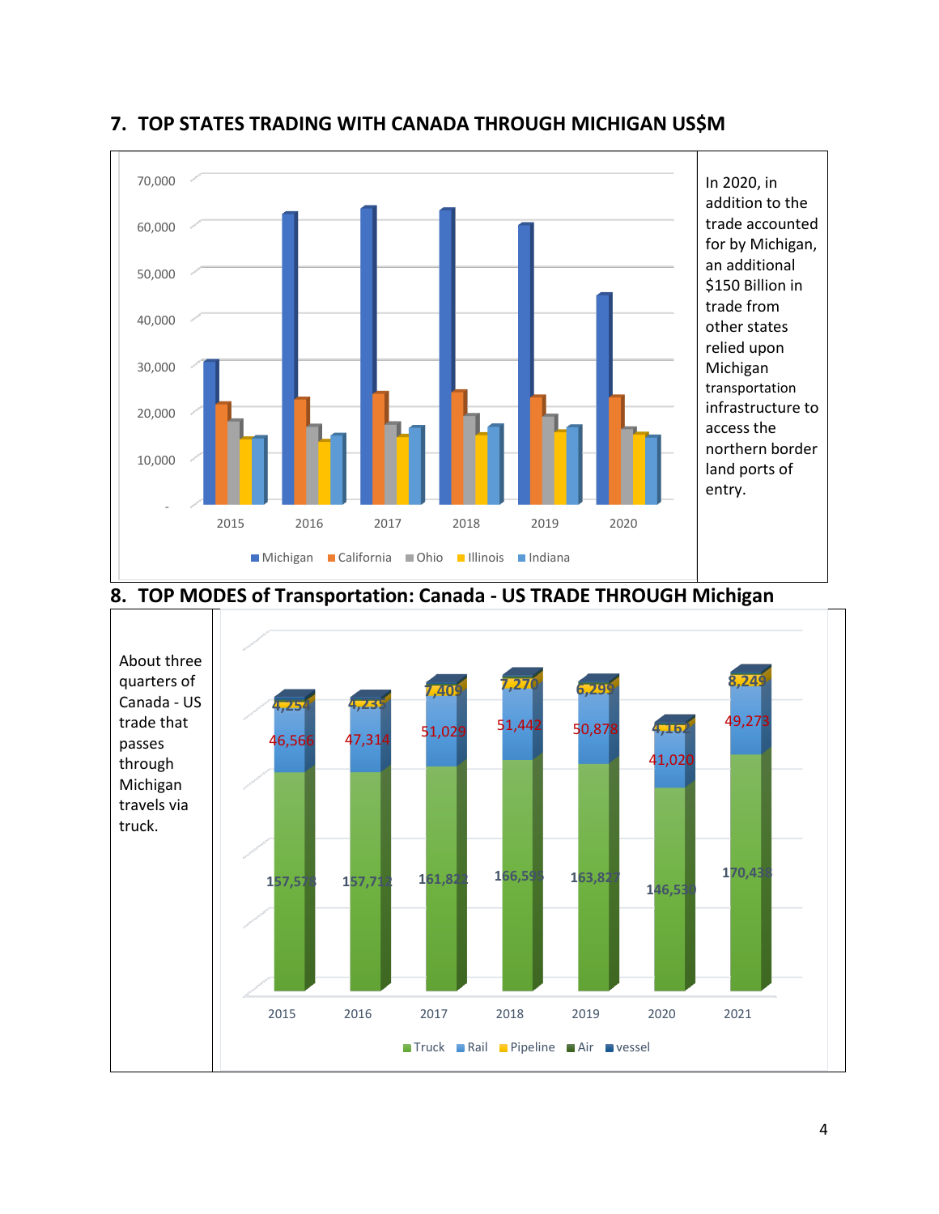## 7. TOP STATES TRADING WITH CANADA THROUGH MICHIGAN US$M

In 2020, in addition to the trade accounted for by Michigan, an additional $150 Billion in trade from other states relied upon Michigan transportation infrastructure to access the northern border land ports of entry.

## 8. TOP MODES of Transportation: Canada - US TRADE THROUGH Michigan

About three quarters of Canada - US trade that passes through Michigan travels via truck.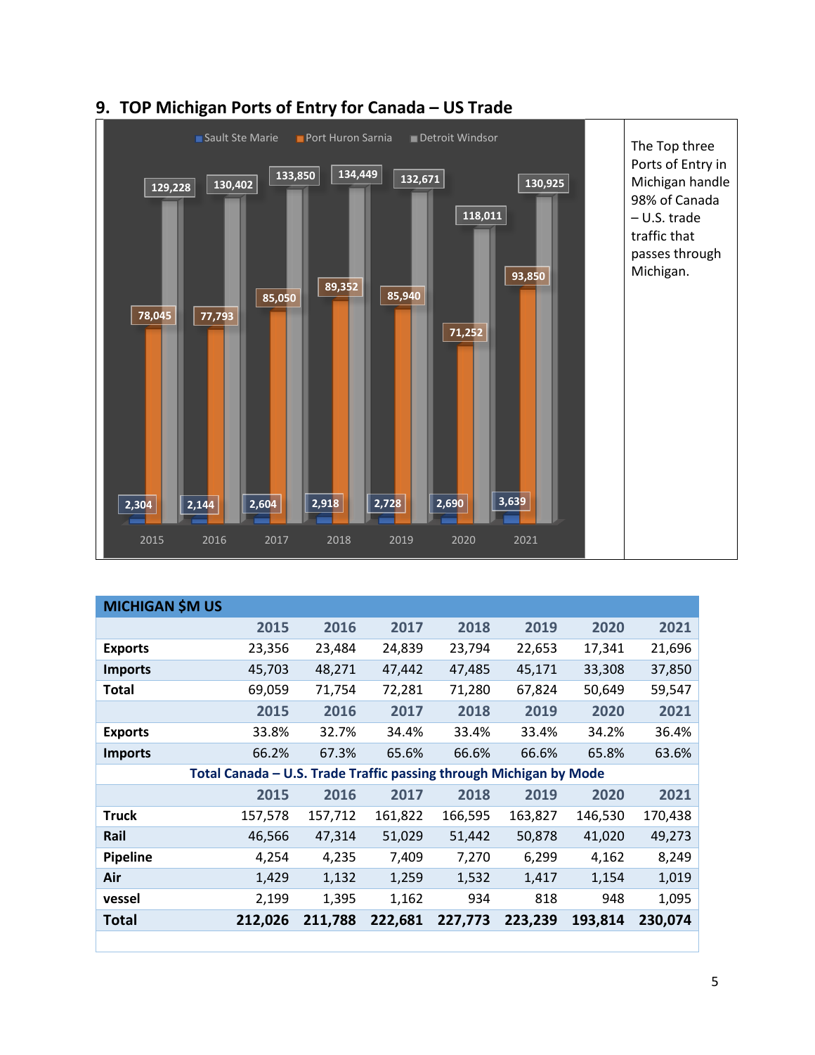## 9. TOP Michigan Ports of Entry for Canada – US Trade

| | Sault Ste Marie | Port Huron Sarnia | Detroit Windsor |
|---|---|---|---|
| 2015 | 2,304 | 78,045 | 129,228 |
| 2016 | 2,144 | 77,793 | 130,402 |
| 2017 | 2,604 | 85,050 | 133,850 |
| 2018 | 2,918 | 89,352 | 134,449 |
| 2019 | 2,728 | 85,940 | 132,671 |
| 2020 | 2,690 | 71,252 | 118,011 |
| 2021 | 3,639 | 93,850 | 130,925 |

The Top three Ports of Entry in Michigan handle 98% of Canada – U.S. trade traffic that passes through Michigan.

| MICHIGAN $M US | | | | | | | |
|---|---|---|---|---|---|---|---|
| | 2015 | 2016 | 2017 | 2018 | 2019 | 2020 | 2021 |
| **Exports** | 23,356 | 23,484 | 24,839 | 23,794 | 22,653 | 17,341 | 21,696 |
| **Imports** | 45,703 | 48,271 | 47,442 | 47,485 | 45,171 | 33,308 | 37,850 |
| **Total** | 69,059 | 71,754 | 72,281 | 71,280 | 67,824 | 50,649 | 59,547 |
| | 2015 | 2016 | 2017 | 2018 | 2019 | 2020 | 2021 |
| **Exports** | 33.8% | 32.7% | 34.4% | 33.4% | 33.4% | 34.2% | 36.4% |
| **Imports** | 66.2% | 67.3% | 65.6% | 66.6% | 66.6% | 65.8% | 63.6% |
| **Total Canada – U.S. Trade Traffic passing through Michigan by Mode** | | | | | | | |
| | 2015 | 2016 | 2017 | 2018 | 2019 | 2020 | 2021 |
| **Truck** | 157,578 | 157,712 | 161,822 | 166,595 | 163,827 | 146,530 | 170,438 |
| **Rail** | 46,566 | 47,314 | 51,029 | 51,442 | 50,878 | 41,020 | 49,273 |
| **Pipeline** | 4,254 | 4,235 | 7,409 | 7,270 | 6,299 | 4,162 | 8,249 |
| **Air** | 1,429 | 1,132 | 1,259 | 1,532 | 1,417 | 1,154 | 1,019 |
| **vessel** | 2,199 | 1,395 | 1,162 | 934 | 818 | 948 | 1,095 |
| **Total** | **212,026** | **211,788** | **222,681** | **227,773** | **223,239** | **193,814** | **230,074** |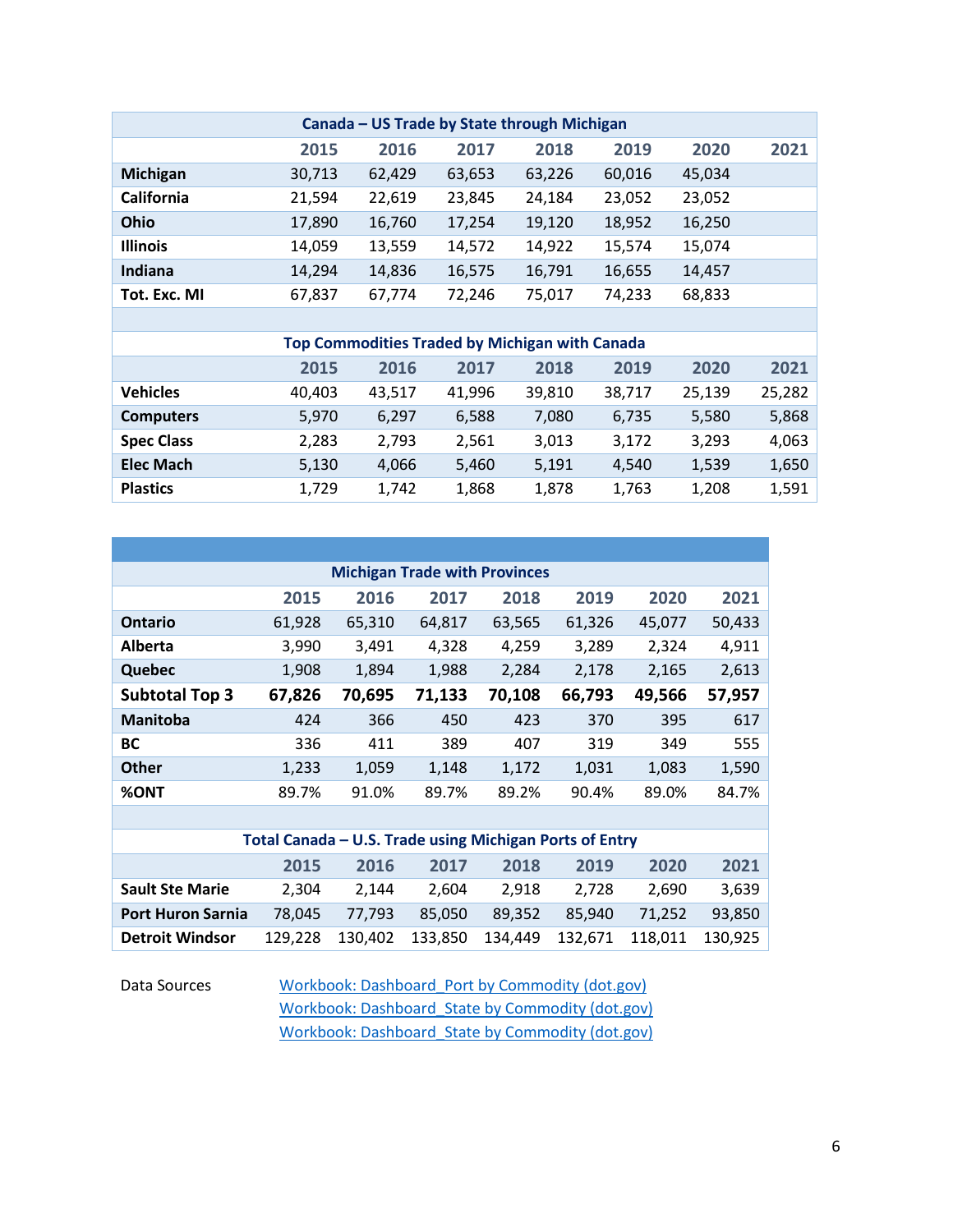| Canada – US Trade by State through Michigan | | | | | | | |
|---|---|---|---|---|---|---|---|
| | 2015 | 2016 | 2017 | 2018 | 2019 | 2020 | 2021 |
| **Michigan** | 30,713 | 62,429 | 63,653 | 63,226 | 60,016 | 45,034 | |
| **California** | 21,594 | 22,619 | 23,845 | 24,184 | 23,052 | 23,052 | |
| **Ohio** | 17,890 | 16,760 | 17,254 | 19,120 | 18,952 | 16,250 | |
| **Illinois** | 14,059 | 13,559 | 14,572 | 14,922 | 15,574 | 15,074 | |
| **Indiana** | 14,294 | 14,836 | 16,575 | 16,791 | 16,655 | 14,457 | |
| **Tot. Exc. MI** | 67,837 | 67,774 | 72,246 | 75,017 | 74,233 | 68,833 | |

| Top Commodities Traded by Michigan with Canada | | | | | | | |
|---|---|---|---|---|---|---|---|
| | 2015 | 2016 | 2017 | 2018 | 2019 | 2020 | 2021 |
| **Vehicles** | 40,403 | 43,517 | 41,996 | 39,810 | 38,717 | 25,139 | 25,282 |
| **Computers** | 5,970 | 6,297 | 6,588 | 7,080 | 6,735 | 5,580 | 5,868 |
| **Spec Class** | 2,283 | 2,793 | 2,561 | 3,013 | 3,172 | 3,293 | 4,063 |
| **Elec Mach** | 5,130 | 4,066 | 5,460 | 5,191 | 4,540 | 1,539 | 1,650 |
| **Plastics** | 1,729 | 1,742 | 1,868 | 1,878 | 1,763 | 1,208 | 1,591 |

| Michigan Trade with Provinces | | | | | | | |
|---|---|---|---|---|---|---|---|
| | 2015 | 2016 | 2017 | 2018 | 2019 | 2020 | 2021 |
| **Ontario** | 61,928 | 65,310 | 64,817 | 63,565 | 61,326 | 45,077 | 50,433 |
| **Alberta** | 3,990 | 3,491 | 4,328 | 4,259 | 3,289 | 2,324 | 4,911 |
| **Quebec** | 1,908 | 1,894 | 1,988 | 2,284 | 2,178 | 2,165 | 2,613 |
| **Subtotal Top 3** | **67,826** | **70,695** | **71,133** | **70,108** | **66,793** | **49,566** | **57,957** |
| **Manitoba** | 424 | 366 | 450 | 423 | 370 | 395 | 617 |
| **BC** | 336 | 411 | 389 | 407 | 319 | 349 | 555 |
| **Other** | 1,233 | 1,059 | 1,148 | 1,172 | 1,031 | 1,083 | 1,590 |
| **%ONT** | 89.7% | 91.0% | 89.7% | 89.2% | 90.4% | 89.0% | 84.7% |

| Total Canada – U.S. Trade using Michigan Ports of Entry | | | | | | | |
|---|---|---|---|---|---|---|---|
| | 2015 | 2016 | 2017 | 2018 | 2019 | 2020 | 2021 |
| **Sault Ste Marie** | 2,304 | 2,144 | 2,604 | 2,918 | 2,728 | 2,690 | 3,639 |
| **Port Huron Sarnia** | 78,045 | 77,793 | 85,050 | 89,352 | 85,940 | 71,252 | 93,850 |
| **Detroit Windsor** | 129,228 | 130,402 | 133,850 | 134,449 | 132,671 | 118,011 | 130,925 |

Data Sources
- Workbook: Dashboard_Port by Commodity (dot.gov)
- Workbook: Dashboard_State by Commodity (dot.gov)
- Workbook: Dashboard_State by Commodity (dot.gov)